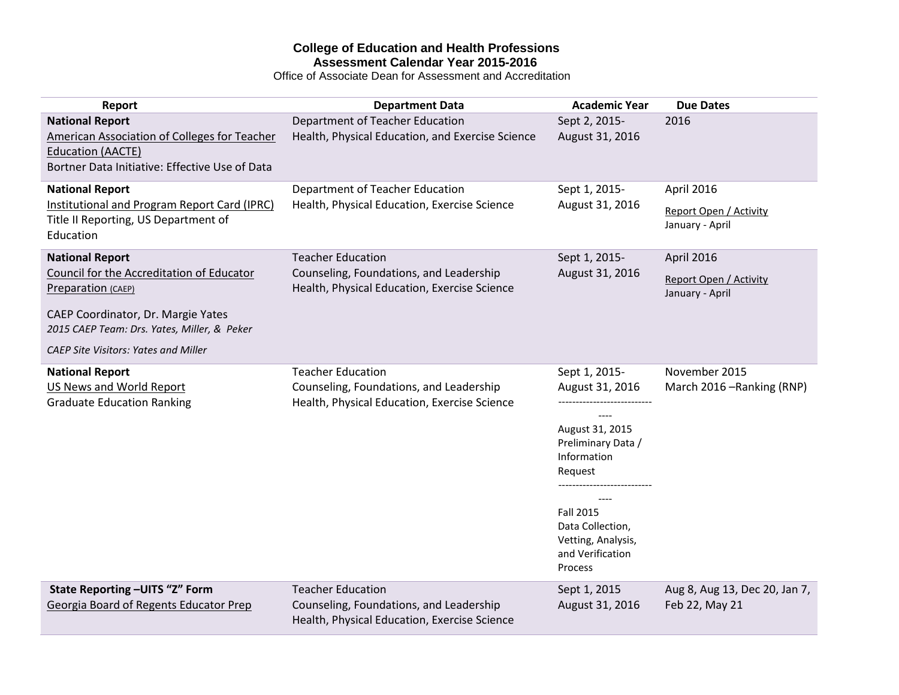**College of Education and Health Professions**
**Assessment Calendar Year 2015-2016**
Office of Associate Dean for Assessment and Accreditation

| Report | Department Data | Academic Year | Due Dates |
|---|---|---|---|
| **National Report**<br>American Association of Colleges for Teacher Education (AACTE)<br>Bortner Data Initiative: Effective Use of Data | Department of Teacher Education<br>Health, Physical Education, and Exercise Science | Sept 2, 2015-<br>August 31, 2016 | 2016 |
| **National Report**<br>Institutional and Program Report Card (IPRC)<br>Title II Reporting, US Department of Education | Department of Teacher Education<br>Health, Physical Education, Exercise Science | Sept 1, 2015-<br>August 31, 2016 | April 2016<br>Report Open / Activity<br>January - April |
| **National Report**<br>Council for the Accreditation of Educator Preparation (CAEP)<br><br>CAEP Coordinator, Dr. Margie Yates<br>*2015 CAEP Team: Drs. Yates, Miller, & Peker*<br><br>*CAEP Site Visitors: Yates and Miller* | Teacher Education<br>Counseling, Foundations, and Leadership<br>Health, Physical Education, Exercise Science | Sept 1, 2015-<br>August 31, 2016 | April 2016<br>Report Open / Activity<br>January - April |
| **National Report**<br>US News and World Report<br>Graduate Education Ranking | Teacher Education<br>Counseling, Foundations, and Leadership<br>Health, Physical Education, Exercise Science | Sept 1, 2015-<br>August 31, 2016<br>-------------------------------<br>August 31, 2015<br>Preliminary Data / Information Request<br>-------------------------------<br>Fall 2015<br>Data Collection, Vetting, Analysis, and Verification Process | November 2015<br>March 2016 –Ranking (RNP) |
| **State Reporting –UITS "Z" Form**<br>Georgia Board of Regents Educator Prep | Teacher Education<br>Counseling, Foundations, and Leadership<br>Health, Physical Education, Exercise Science | Sept 1, 2015<br>August 31, 2016 | Aug 8, Aug 13, Dec 20, Jan 7, Feb 22, May 21 |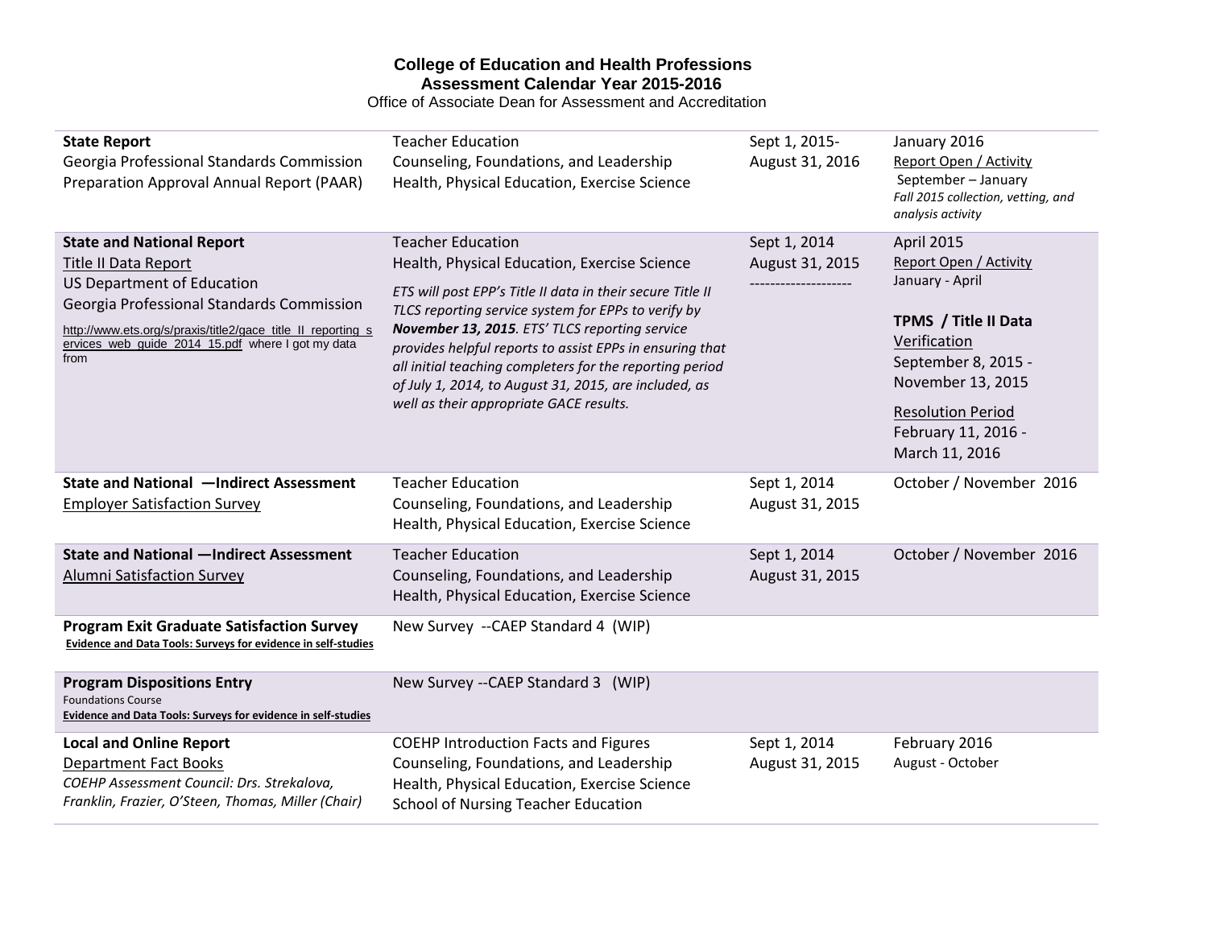**College of Education and Health Professions**
**Assessment Calendar Year 2015-2016**
Office of Associate Dean for Assessment and Accreditation

| | | | |
|---|---|---|---|
| **State Report**<br>Georgia Professional Standards Commission Preparation Approval Annual Report (PAAR) | Teacher Education<br>Counseling, Foundations, and Leadership<br>Health, Physical Education, Exercise Science | Sept 1, 2015-<br>August 31, 2016 | January 2016<br>Report Open / Activity<br>September – January<br>*Fall 2015 collection, vetting, and analysis activity* |
| **State and National Report**<br>Title II Data Report<br>US Department of Education<br>Georgia Professional Standards Commission<br>http://www.ets.org/s/praxis/title2/gace_title_II_reporting_services_web_guide_2014_15.pdf where I got my data from | Teacher Education<br>Health, Physical Education, Exercise Science<br>*ETS will post EPP's Title II data in their secure Title II TLCS reporting service system for EPPs to verify by **November 13, 2015**. ETS' TLCS reporting service provides helpful reports to assist EPPs in ensuring that all initial teaching completers for the reporting period of July 1, 2014, to August 31, 2015, are included, as well as their appropriate GACE results.* | Sept 1, 2014<br>August 31, 2015<br>-------------------- | April 2015<br>Report Open / Activity<br>January - April<br>**TPMS / Title II Data**<br>Verification<br>September 8, 2015 - November 13, 2015<br>Resolution Period<br>February 11, 2016 - March 11, 2016 |
| **State and National —Indirect Assessment**<br>Employer Satisfaction Survey | Teacher Education<br>Counseling, Foundations, and Leadership<br>Health, Physical Education, Exercise Science | Sept 1, 2014<br>August 31, 2015 | October / November 2016 |
| **State and National —Indirect Assessment**<br>Alumni Satisfaction Survey | Teacher Education<br>Counseling, Foundations, and Leadership<br>Health, Physical Education, Exercise Science | Sept 1, 2014<br>August 31, 2015 | October / November 2016 |
| **Program Exit Graduate Satisfaction Survey**<br>**Evidence and Data Tools: Surveys for evidence in self-studies** | New Survey --CAEP Standard 4 (WIP) | | |
| **Program Dispositions Entry**<br>Foundations Course<br>**Evidence and Data Tools: Surveys for evidence in self-studies** | New Survey --CAEP Standard 3 (WIP) | | |
| **Local and Online Report**<br>Department Fact Books<br>*COEHP Assessment Council: Drs. Strekalova, Franklin, Frazier, O'Steen, Thomas, Miller (Chair)* | COEHP Introduction Facts and Figures<br>Counseling, Foundations, and Leadership<br>Health, Physical Education, Exercise Science<br>School of Nursing Teacher Education | Sept 1, 2014<br>August 31, 2015 | February 2016<br>August - October |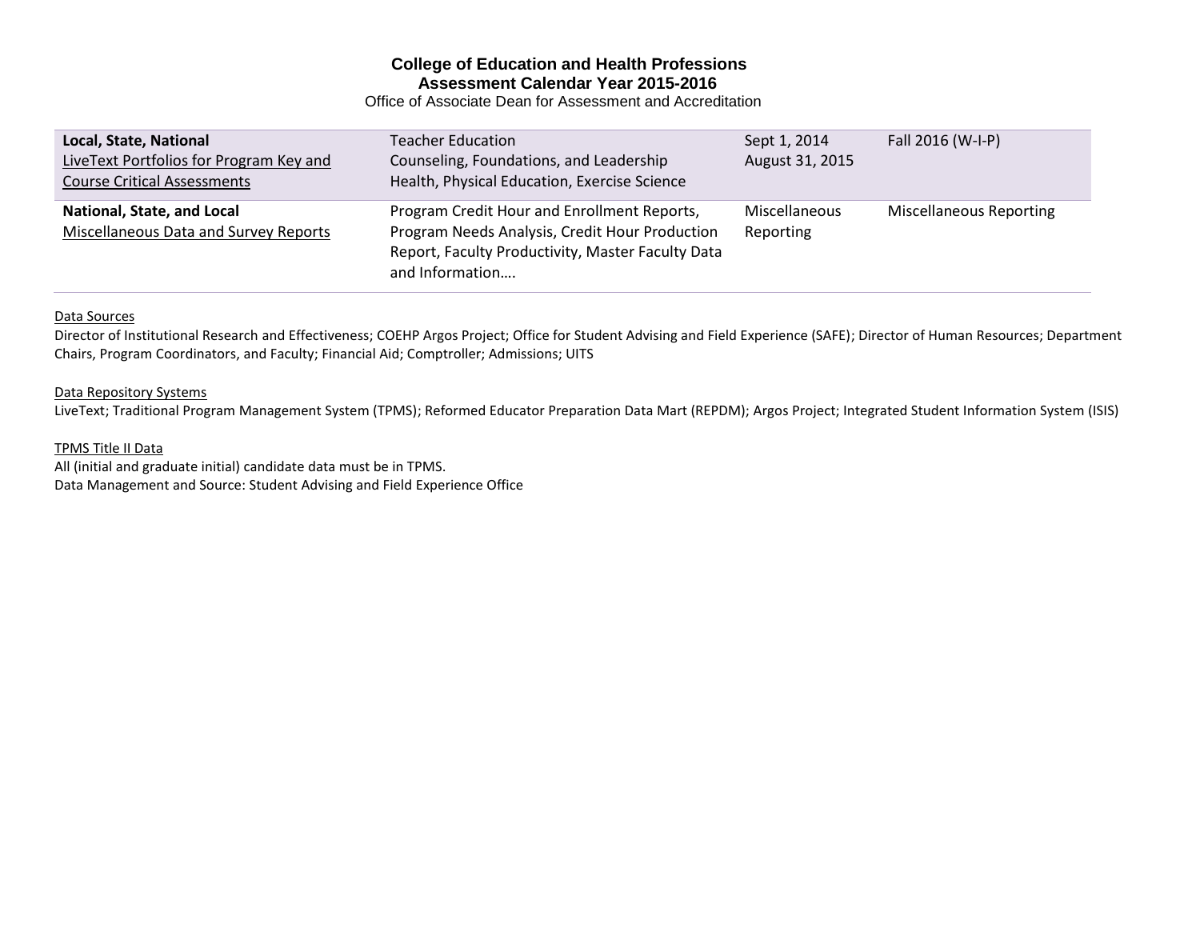**College of Education and Health Professions**
**Assessment Calendar Year 2015-2016**
Office of Associate Dean for Assessment and Accreditation

| | | | |
|---|---|---|---|
| **Local, State, National**<br>LiveText Portfolios for Program Key and Course Critical Assessments | Teacher Education<br>Counseling, Foundations, and Leadership<br>Health, Physical Education, Exercise Science | Sept 1, 2014<br>August 31, 2015 | Fall 2016 (W-I-P) |
| **National, State, and Local**<br>Miscellaneous Data and Survey Reports | Program Credit Hour and Enrollment Reports, Program Needs Analysis, Credit Hour Production Report, Faculty Productivity, Master Faculty Data and Information…. | Miscellaneous Reporting | Miscellaneous Reporting |

Data Sources

Director of Institutional Research and Effectiveness; COEHP Argos Project; Office for Student Advising and Field Experience (SAFE); Director of Human Resources; Department Chairs, Program Coordinators, and Faculty; Financial Aid; Comptroller; Admissions; UITS

Data Repository Systems

LiveText; Traditional Program Management System (TPMS); Reformed Educator Preparation Data Mart (REPDM); Argos Project; Integrated Student Information System (ISIS)

TPMS Title II Data

All (initial and graduate initial) candidate data must be in TPMS.
Data Management and Source: Student Advising and Field Experience Office